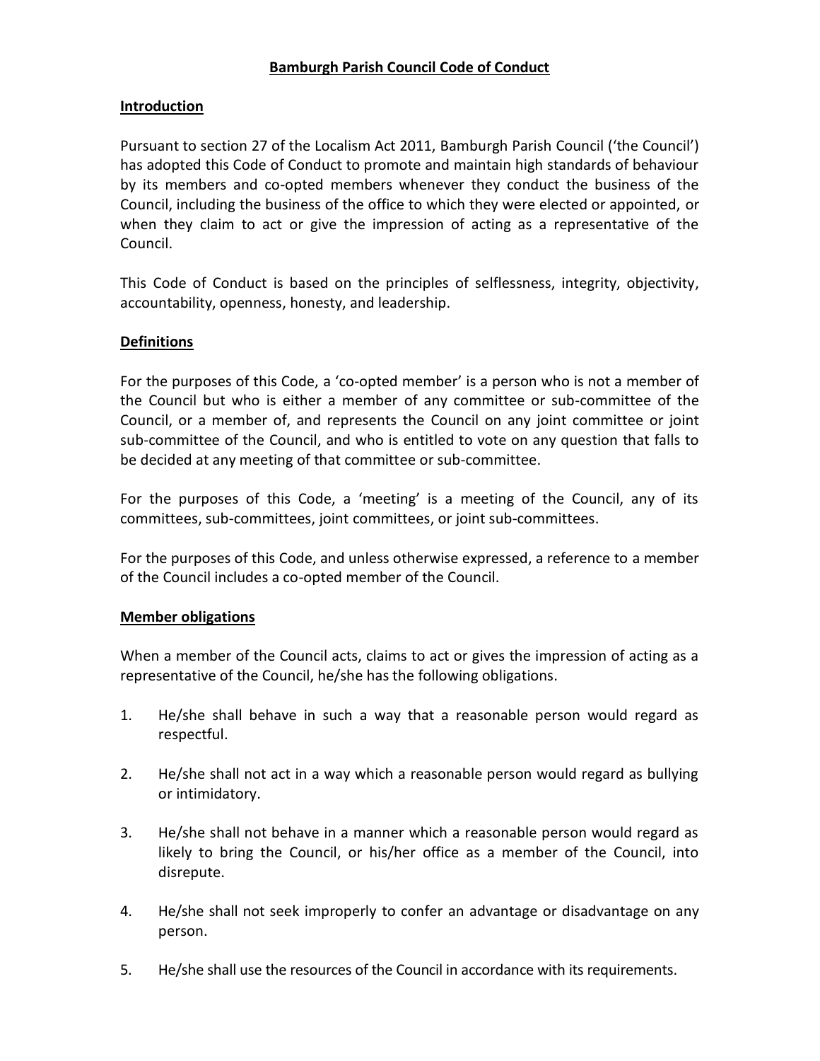# Bamburgh Parish Council Code of Conduct

## Introduction

Pursuant to section 27 of the Localism Act 2011, Bamburgh Parish Council ('the Council') has adopted this Code of Conduct to promote and maintain high standards of behaviour by its members and co-opted members whenever they conduct the business of the Council, including the business of the office to which they were elected or appointed, or when they claim to act or give the impression of acting as a representative of the Council.

This Code of Conduct is based on the principles of selflessness, integrity, objectivity, accountability, openness, honesty, and leadership.

## Definitions

For the purposes of this Code, a 'co-opted member' is a person who is not a member of the Council but who is either a member of any committee or sub-committee of the Council, or a member of, and represents the Council on any joint committee or joint sub-committee of the Council, and who is entitled to vote on any question that falls to be decided at any meeting of that committee or sub-committee.

For the purposes of this Code, a 'meeting' is a meeting of the Council, any of its committees, sub-committees, joint committees, or joint sub-committees.

For the purposes of this Code, and unless otherwise expressed, a reference to a member of the Council includes a co-opted member of the Council.

## Member obligations

When a member of the Council acts, claims to act or gives the impression of acting as a representative of the Council, he/she has the following obligations.

1. He/she shall behave in such a way that a reasonable person would regard as respectful.

2. He/she shall not act in a way which a reasonable person would regard as bullying or intimidatory.

3. He/she shall not behave in a manner which a reasonable person would regard as likely to bring the Council, or his/her office as a member of the Council, into disrepute.

4. He/she shall not seek improperly to confer an advantage or disadvantage on any person.

5. He/she shall use the resources of the Council in accordance with its requirements.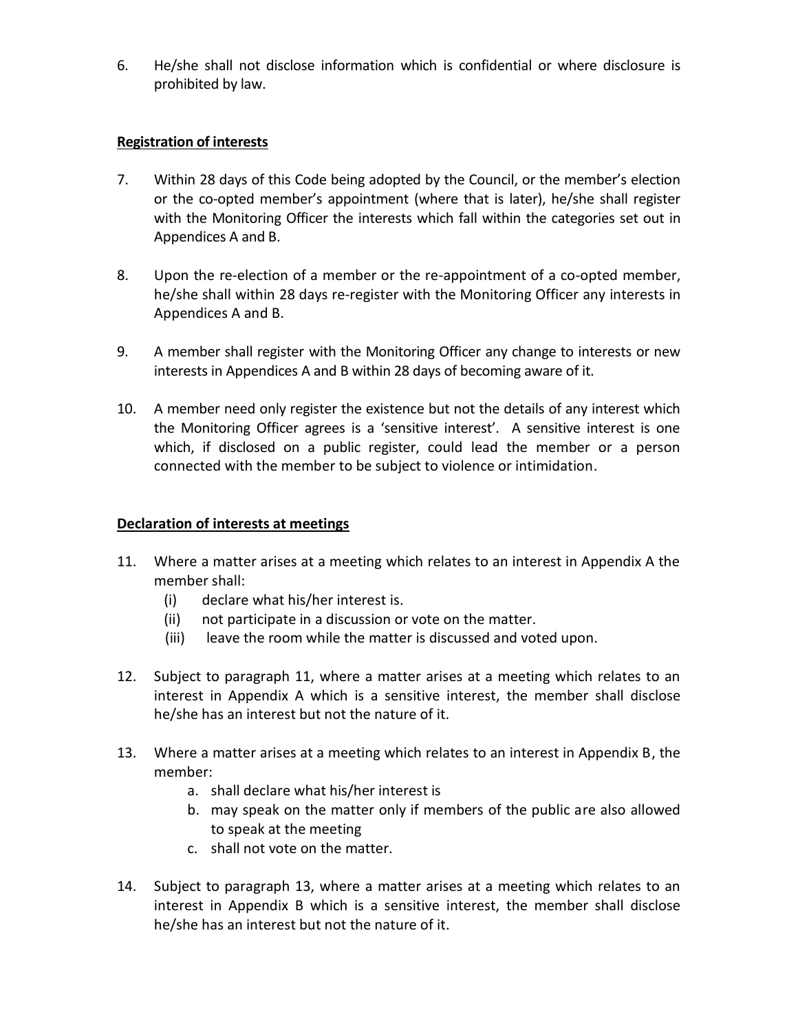6. He/she shall not disclose information which is confidential or where disclosure is prohibited by law.

**Registration of interests**

7. Within 28 days of this Code being adopted by the Council, or the member's election or the co-opted member's appointment (where that is later), he/she shall register with the Monitoring Officer the interests which fall within the categories set out in Appendices A and B.

8. Upon the re-election of a member or the re-appointment of a co-opted member, he/she shall within 28 days re-register with the Monitoring Officer any interests in Appendices A and B.

9. A member shall register with the Monitoring Officer any change to interests or new interests in Appendices A and B within 28 days of becoming aware of it.

10. A member need only register the existence but not the details of any interest which the Monitoring Officer agrees is a 'sensitive interest'. A sensitive interest is one which, if disclosed on a public register, could lead the member or a person connected with the member to be subject to violence or intimidation.

**Declaration of interests at meetings**

11. Where a matter arises at a meeting which relates to an interest in Appendix A the member shall:
    (i) declare what his/her interest is.
    (ii) not participate in a discussion or vote on the matter.
    (iii) leave the room while the matter is discussed and voted upon.

12. Subject to paragraph 11, where a matter arises at a meeting which relates to an interest in Appendix A which is a sensitive interest, the member shall disclose he/she has an interest but not the nature of it.

13. Where a matter arises at a meeting which relates to an interest in Appendix B, the member:
    a. shall declare what his/her interest is
    b. may speak on the matter only if members of the public are also allowed to speak at the meeting
    c. shall not vote on the matter.

14. Subject to paragraph 13, where a matter arises at a meeting which relates to an interest in Appendix B which is a sensitive interest, the member shall disclose he/she has an interest but not the nature of it.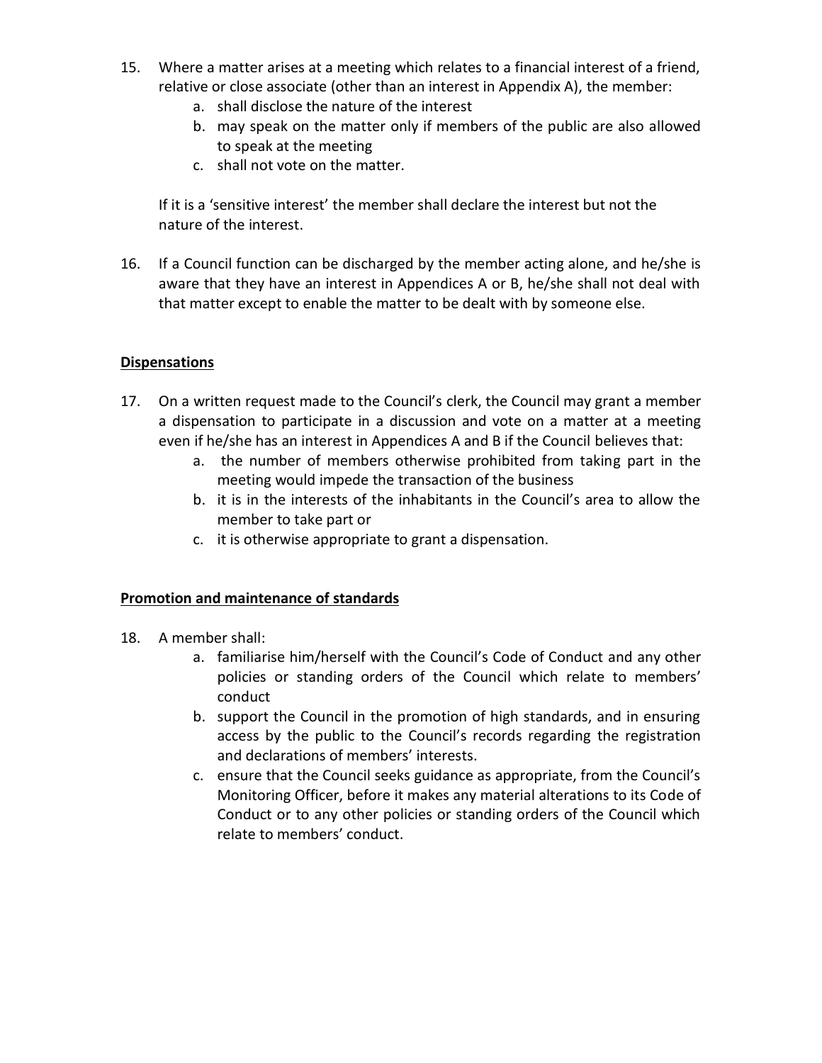15. Where a matter arises at a meeting which relates to a financial interest of a friend, relative or close associate (other than an interest in Appendix A), the member:
    a. shall disclose the nature of the interest
    b. may speak on the matter only if members of the public are also allowed to speak at the meeting
    c. shall not vote on the matter.

    If it is a 'sensitive interest' the member shall declare the interest but not the nature of the interest.

16. If a Council function can be discharged by the member acting alone, and he/she is aware that they have an interest in Appendices A or B, he/she shall not deal with that matter except to enable the matter to be dealt with by someone else.

**Dispensations**

17. On a written request made to the Council's clerk, the Council may grant a member a dispensation to participate in a discussion and vote on a matter at a meeting even if he/she has an interest in Appendices A and B if the Council believes that:
    a. the number of members otherwise prohibited from taking part in the meeting would impede the transaction of the business
    b. it is in the interests of the inhabitants in the Council's area to allow the member to take part or
    c. it is otherwise appropriate to grant a dispensation.

**Promotion and maintenance of standards**

18. A member shall:
    a. familiarise him/herself with the Council's Code of Conduct and any other policies or standing orders of the Council which relate to members' conduct
    b. support the Council in the promotion of high standards, and in ensuring access by the public to the Council's records regarding the registration and declarations of members' interests.
    c. ensure that the Council seeks guidance as appropriate, from the Council's Monitoring Officer, before it makes any material alterations to its Code of Conduct or to any other policies or standing orders of the Council which relate to members' conduct.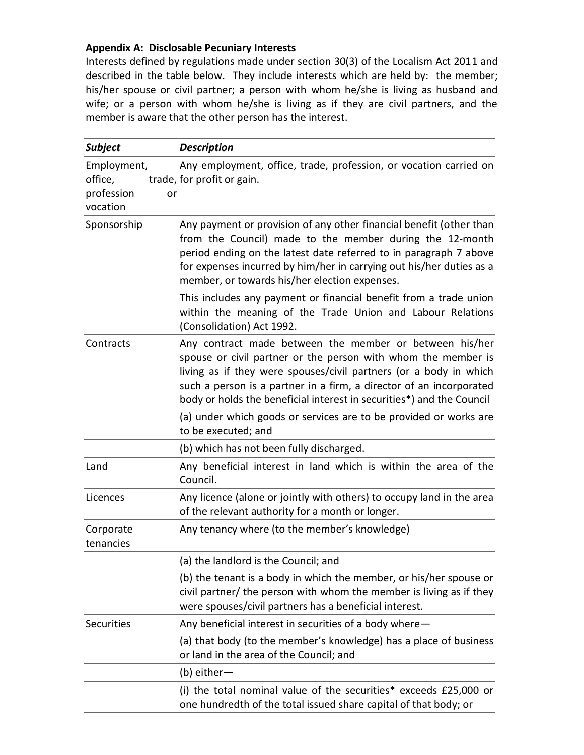**Appendix A: Disclosable Pecuniary Interests**

Interests defined by regulations made under section 30(3) of the Localism Act 2011 and described in the table below. They include interests which are held by: the member; his/her spouse or civil partner; a person with whom he/she is living as husband and wife; or a person with whom he/she is living as if they are civil partners, and the member is aware that the other person has the interest.

| ***Subject*** | ***Description*** |
|---|---|
| Employment, office, trade, profession or vocation | Any employment, office, trade, profession, or vocation carried on for profit or gain. |
| Sponsorship | Any payment or provision of any other financial benefit (other than from the Council) made to the member during the 12-month period ending on the latest date referred to in paragraph 7 above for expenses incurred by him/her in carrying out his/her duties as a member, or towards his/her election expenses. |
| | This includes any payment or financial benefit from a trade union within the meaning of the Trade Union and Labour Relations (Consolidation) Act 1992. |
| Contracts | Any contract made between the member or between his/her spouse or civil partner or the person with whom the member is living as if they were spouses/civil partners (or a body in which such a person is a partner in a firm, a director of an incorporated body or holds the beneficial interest in securities*) and the Council |
| | (a) under which goods or services are to be provided or works are to be executed; and |
| | (b) which has not been fully discharged. |
| Land | Any beneficial interest in land which is within the area of the Council. |
| Licences | Any licence (alone or jointly with others) to occupy land in the area of the relevant authority for a month or longer. |
| Corporate tenancies | Any tenancy where (to the member's knowledge) |
| | (a) the landlord is the Council; and |
| | (b) the tenant is a body in which the member, or his/her spouse or civil partner/ the person with whom the member is living as if they were spouses/civil partners has a beneficial interest. |
| Securities | Any beneficial interest in securities of a body where— |
| | (a) that body (to the member's knowledge) has a place of business or land in the area of the Council; and |
| | (b) either— |
| | (i) the total nominal value of the securities* exceeds £25,000 or one hundredth of the total issued share capital of that body; or |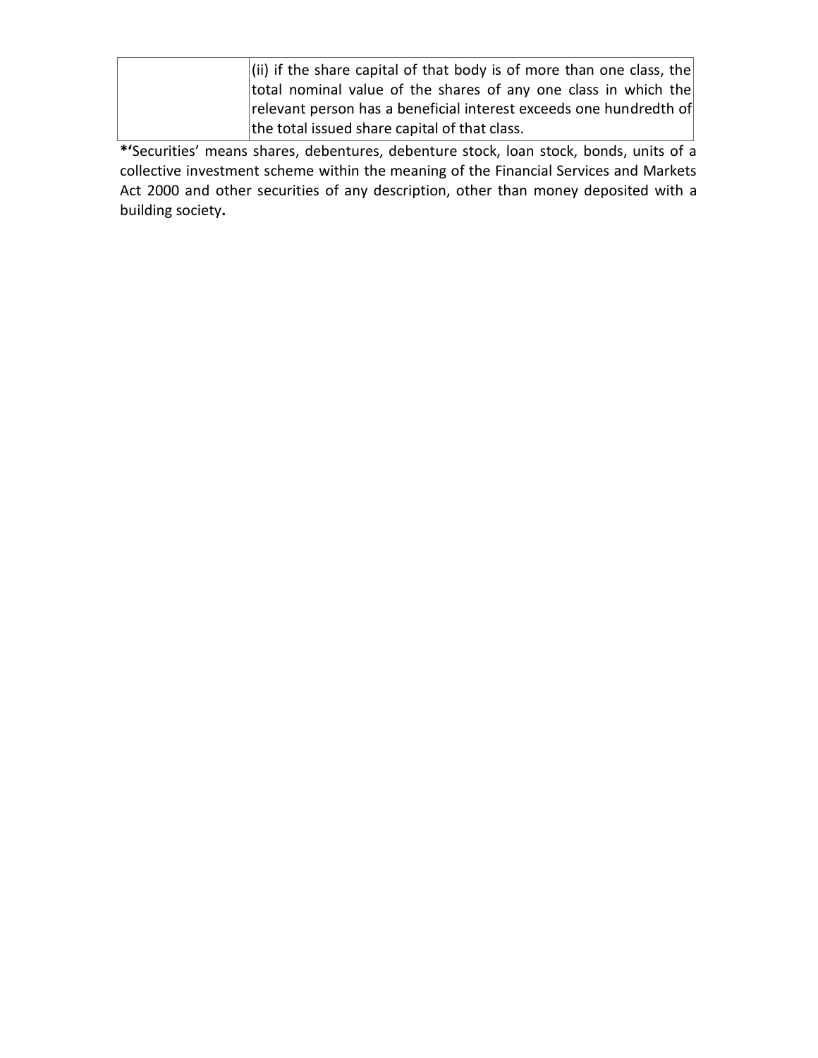| | |
|---|---|
| | (ii) if the share capital of that body is of more than one class, the total nominal value of the shares of any one class in which the relevant person has a beneficial interest exceeds one hundredth of the total issued share capital of that class. |

**\*'**Securities' means shares, debentures, debenture stock, loan stock, bonds, units of a collective investment scheme within the meaning of the Financial Services and Markets Act 2000 and other securities of any description, other than money deposited with a building society**.**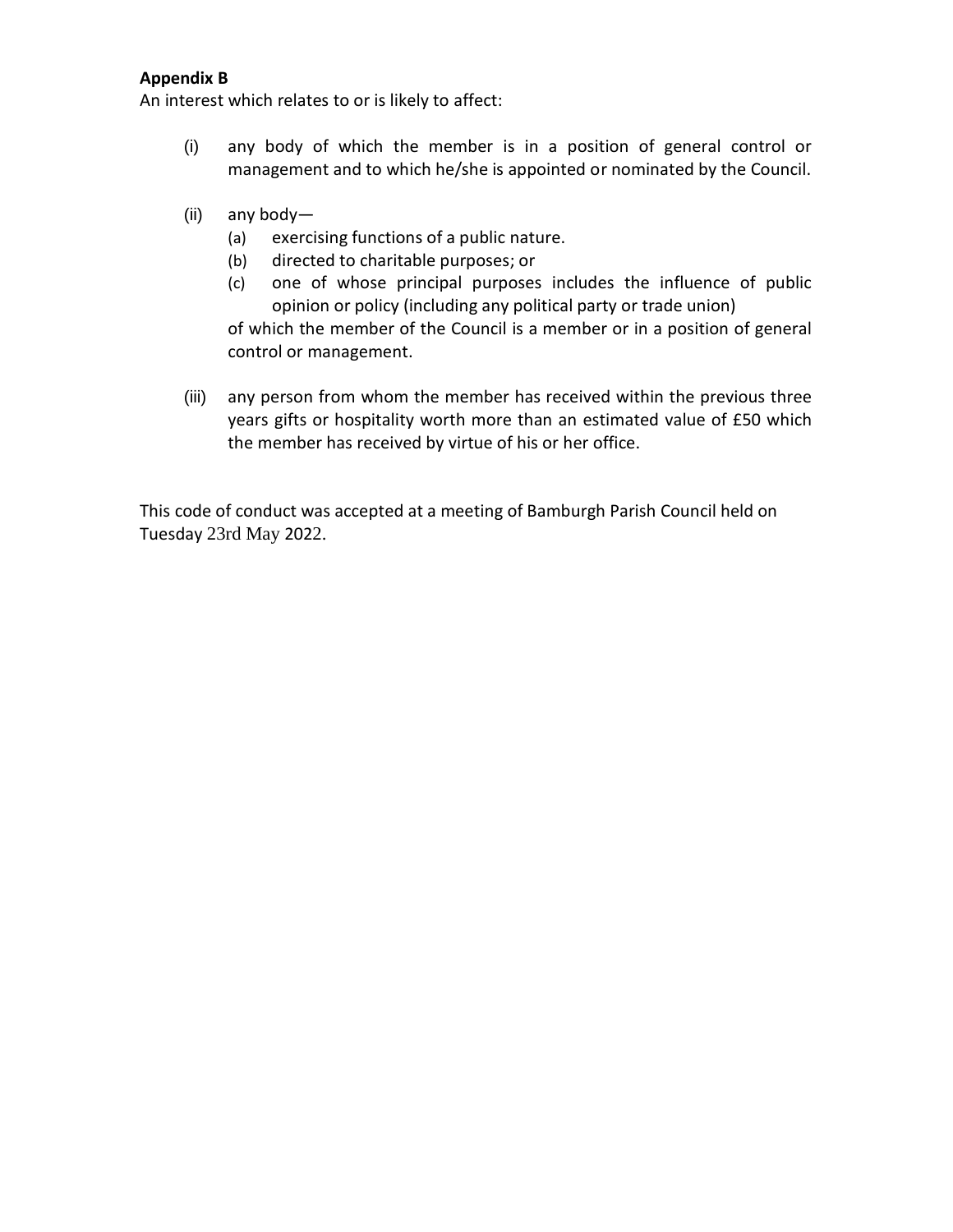**Appendix B**

An interest which relates to or is likely to affect:

(i) any body of which the member is in a position of general control or management and to which he/she is appointed or nominated by the Council.

(ii) any body—
  (a) exercising functions of a public nature.
  (b) directed to charitable purposes; or
  (c) one of whose principal purposes includes the influence of public opinion or policy (including any political party or trade union)

  of which the member of the Council is a member or in a position of general control or management.

(iii) any person from whom the member has received within the previous three years gifts or hospitality worth more than an estimated value of £50 which the member has received by virtue of his or her office.

This code of conduct was accepted at a meeting of Bamburgh Parish Council held on Tuesday 23rd May 2022.